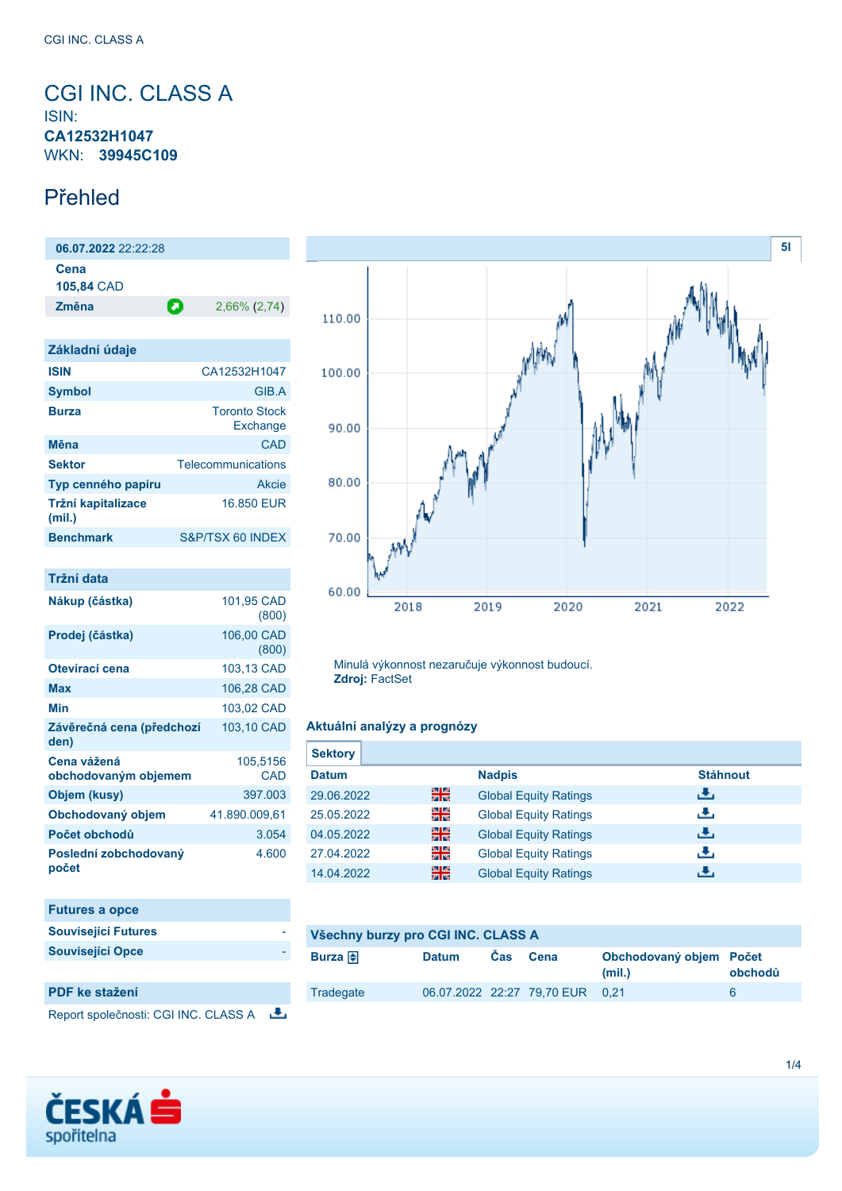# CGI INC. CLASS A

ISIN:
**CA12532H1047**
WKN: **39945C109**

## Přehled

**06.07.2022** 22:22:28

| | |
|---|---|
| **Cena** | |
| **105,84** CAD | |
| **Změna** | 2,66% (2,74) |

| Základní údaje | |
|---|---|
| **ISIN** | CA12532H1047 |
| **Symbol** | GIB.A |
| **Burza** | Toronto Stock Exchange |
| **Měna** | CAD |
| **Sektor** | Telecommunications |
| **Typ cenného papíru** | Akcie |
| **Tržní kapitalizace (mil.)** | 16.850 EUR |
| **Benchmark** | S&P/TSX 60 INDEX |

| Tržní data | |
|---|---|
| **Nákup (částka)** | 101,95 CAD (800) |
| **Prodej (částka)** | 106,00 CAD (800) |
| **Otevírací cena** | 103,13 CAD |
| **Max** | 106,28 CAD |
| **Min** | 103,02 CAD |
| **Závěrečná cena (předchozí den)** | 103,10 CAD |
| **Cena vážená obchodovaným objemem** | 105,5156 CAD |
| **Objem (kusy)** | 397.003 |
| **Obchodovaný objem** | 41.890.009,61 |
| **Počet obchodů** | 3.054 |
| **Poslední zobchodovaný počet** | 4.600 |

| Futures a opce | |
|---|---|
| **Související Futures** | - |
| **Související Opce** | - |

**PDF ke stažení**

Report společnosti: CGI INC. CLASS A

Minulá výkonnost nezaručuje výkonnost budoucí.
**Zdroj:** FactSet

### Aktuální analýzy a prognózy

**Sektory**

| Datum | | Nadpis | Stáhnout |
|---|---|---|---|
| 29.06.2022 | | Global Equity Ratings | |
| 25.05.2022 | | Global Equity Ratings | |
| 04.05.2022 | | Global Equity Ratings | |
| 27.04.2022 | | Global Equity Ratings | |
| 14.04.2022 | | Global Equity Ratings | |

### Všechny burzy pro CGI INC. CLASS A

| Burza | Datum | Čas | Cena | Obchodovaný objem (mil.) | Počet obchodů |
|---|---|---|---|---|---|
| Tradegate | 06.07.2022 | 22:27 | 79,70 EUR | 0,21 | 6 |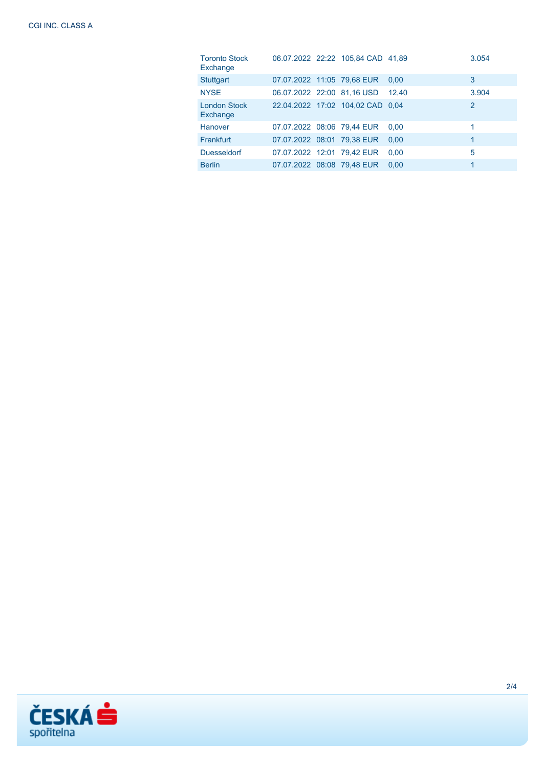| | | | | | |
|---|---|---|---|---|---|
| Toronto Stock Exchange | 06.07.2022 | 22:22 | 105,84 CAD | 41,89 | 3.054 |
| Stuttgart | 07.07.2022 | 11:05 | 79,68 EUR | 0,00 | 3 |
| NYSE | 06.07.2022 | 22:00 | 81,16 USD | 12,40 | 3.904 |
| London Stock Exchange | 22.04.2022 | 17:02 | 104,02 CAD | 0,04 | 2 |
| Hanover | 07.07.2022 | 08:06 | 79,44 EUR | 0,00 | 1 |
| Frankfurt | 07.07.2022 | 08:01 | 79,38 EUR | 0,00 | 1 |
| Duesseldorf | 07.07.2022 | 12:01 | 79,42 EUR | 0,00 | 5 |
| Berlin | 07.07.2022 | 08:08 | 79,48 EUR | 0,00 | 1 |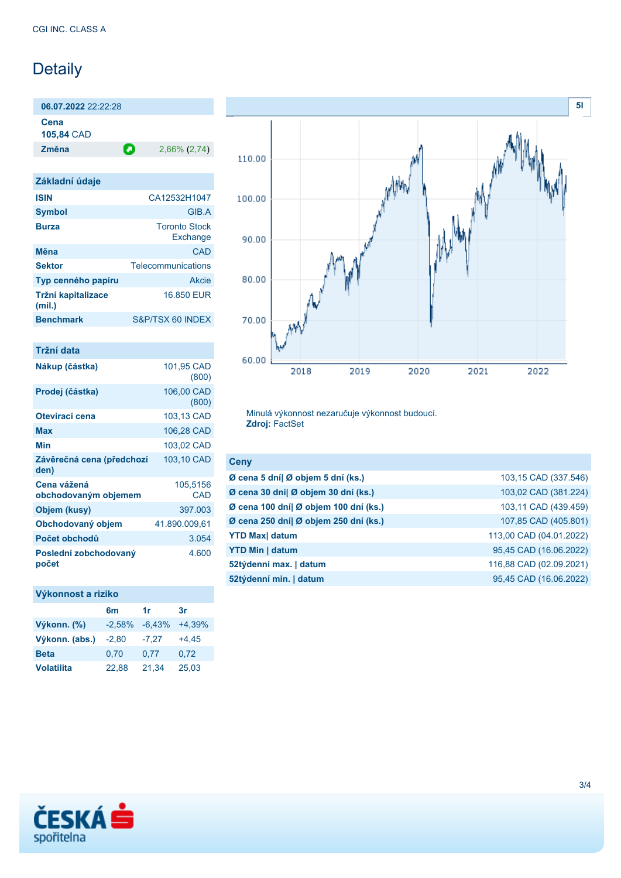CGI INC. CLASS A

# Detaily

| **06.07.2022** 22:22:28 | |
|---|---|
| **Cena** 105,84 CAD | |
| **Změna** | 2,66% (2,74) |

## Základní údaje

| | |
|---|---|
| **ISIN** | CA12532H1047 |
| **Symbol** | GIB.A |
| **Burza** | Toronto Stock Exchange |
| **Měna** | CAD |
| **Sektor** | Telecommunications |
| **Typ cenného papíru** | Akcie |
| **Tržní kapitalizace (mil.)** | 16.850 EUR |
| **Benchmark** | S&P/TSX 60 INDEX |

## Tržní data

| | |
|---|---|
| **Nákup (částka)** | 101,95 CAD (800) |
| **Prodej (částka)** | 106,00 CAD (800) |
| **Otevírací cena** | 103,13 CAD |
| **Max** | 106,28 CAD |
| **Min** | 103,02 CAD |
| **Závěrečná cena (předchozí den)** | 103,10 CAD |
| **Cena vážená obchodovaným objemem** | 105,5156 CAD |
| **Objem (kusy)** | 397.003 |
| **Obchodovaný objem** | 41.890.009,61 |
| **Počet obchodů** | 3.054 |
| **Poslední zobchodovaný počet** | 4.600 |

## Výkonnost a riziko

| | 6m | 1r | 3r |
|---|---|---|---|
| **Výkonn. (%)** | -2,58% | -6,43% | +4,39% |
| **Výkonn. (abs.)** | -2,80 | -7,27 | +4,45 |
| **Beta** | 0,70 | 0,77 | 0,72 |
| **Volatilita** | 22,88 | 21,34 | 25,03 |

Minulá výkonnost nezaručuje výkonnost budoucí.
**Zdroj:** FactSet

## Ceny

| | |
|---|---|
| **Ø cena 5 dní\| Ø objem 5 dní (ks.)** | 103,15 CAD (337.546) |
| **Ø cena 30 dní\| Ø objem 30 dní (ks.)** | 103,02 CAD (381.224) |
| **Ø cena 100 dní\| Ø objem 100 dní (ks.)** | 103,11 CAD (439.459) |
| **Ø cena 250 dní\| Ø objem 250 dní (ks.)** | 107,85 CAD (405.801) |
| **YTD Max\| datum** | 113,00 CAD (04.01.2022) |
| **YTD Min \| datum** | 95,45 CAD (16.06.2022) |
| **52týdenní max. \| datum** | 116,88 CAD (02.09.2021) |
| **52týdenní min. \| datum** | 95,45 CAD (16.06.2022) |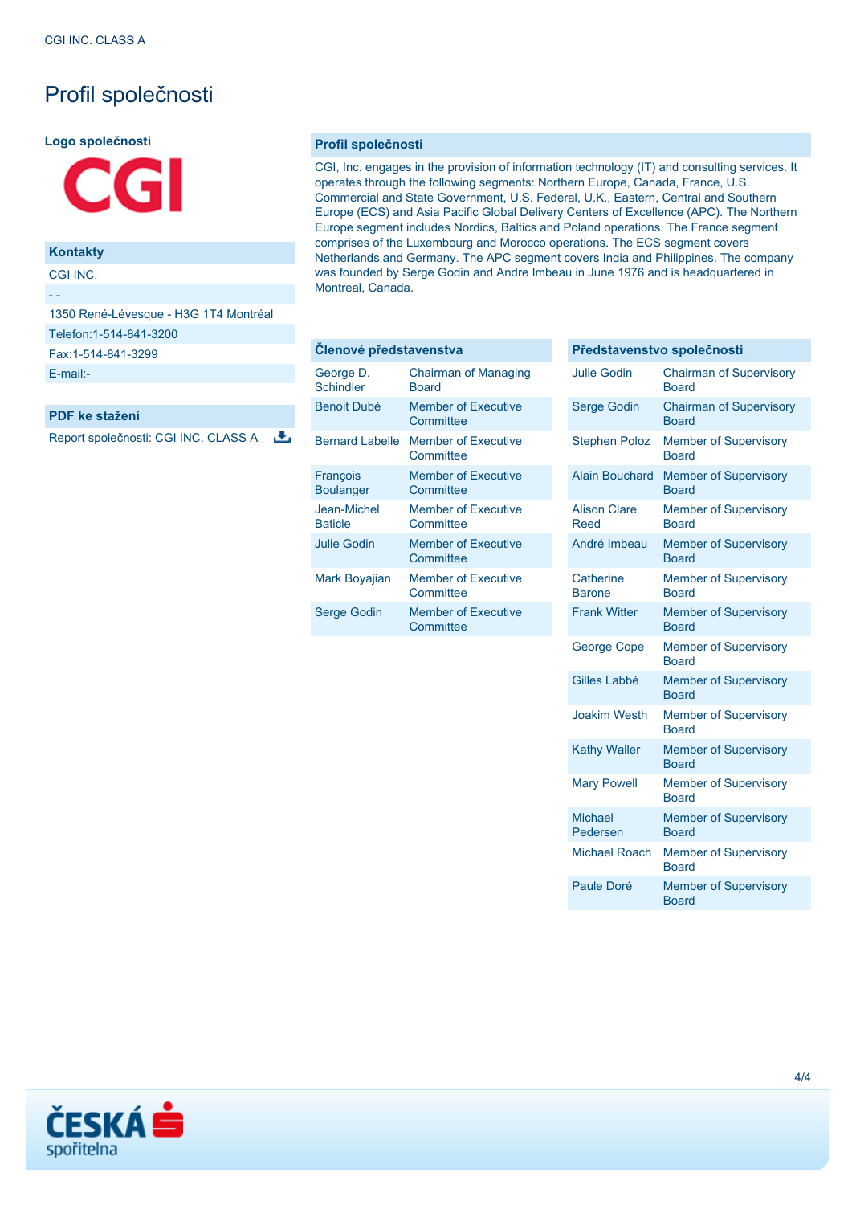# Profil společnosti

### Logo společnosti

CGI

### Kontakty

CGI INC.

- -

1350 René-Lévesque - H3G 1T4 Montréal

Telefon:1-514-841-3200

Fax:1-514-841-3299

E-mail:-

### PDF ke stažení

Report společnosti: CGI INC. CLASS A

### Profil společnosti

CGI, Inc. engages in the provision of information technology (IT) and consulting services. It operates through the following segments: Northern Europe, Canada, France, U.S. Commercial and State Government, U.S. Federal, U.K., Eastern, Central and Southern Europe (ECS) and Asia Pacific Global Delivery Centers of Excellence (APC). The Northern Europe segment includes Nordics, Baltics and Poland operations. The France segment comprises of the Luxembourg and Morocco operations. The ECS segment covers Netherlands and Germany. The APC segment covers India and Philippines. The company was founded by Serge Godin and Andre Imbeau in June 1976 and is headquartered in Montreal, Canada.

### Členové představenstva

| | |
|---|---|
| George D. Schindler | Chairman of Managing Board |
| Benoit Dubé | Member of Executive Committee |
| Bernard Labelle | Member of Executive Committee |
| François Boulanger | Member of Executive Committee |
| Jean-Michel Baticle | Member of Executive Committee |
| Julie Godin | Member of Executive Committee |
| Mark Boyajian | Member of Executive Committee |
| Serge Godin | Member of Executive Committee |

### Představenstvo společnosti

| | |
|---|---|
| Julie Godin | Chairman of Supervisory Board |
| Serge Godin | Chairman of Supervisory Board |
| Stephen Poloz | Member of Supervisory Board |
| Alain Bouchard | Member of Supervisory Board |
| Alison Clare Reed | Member of Supervisory Board |
| André Imbeau | Member of Supervisory Board |
| Catherine Barone | Member of Supervisory Board |
| Frank Witter | Member of Supervisory Board |
| George Cope | Member of Supervisory Board |
| Gilles Labbé | Member of Supervisory Board |
| Joakim Westh | Member of Supervisory Board |
| Kathy Waller | Member of Supervisory Board |
| Mary Powell | Member of Supervisory Board |
| Michael Pedersen | Member of Supervisory Board |
| Michael Roach | Member of Supervisory Board |
| Paule Doré | Member of Supervisory Board |